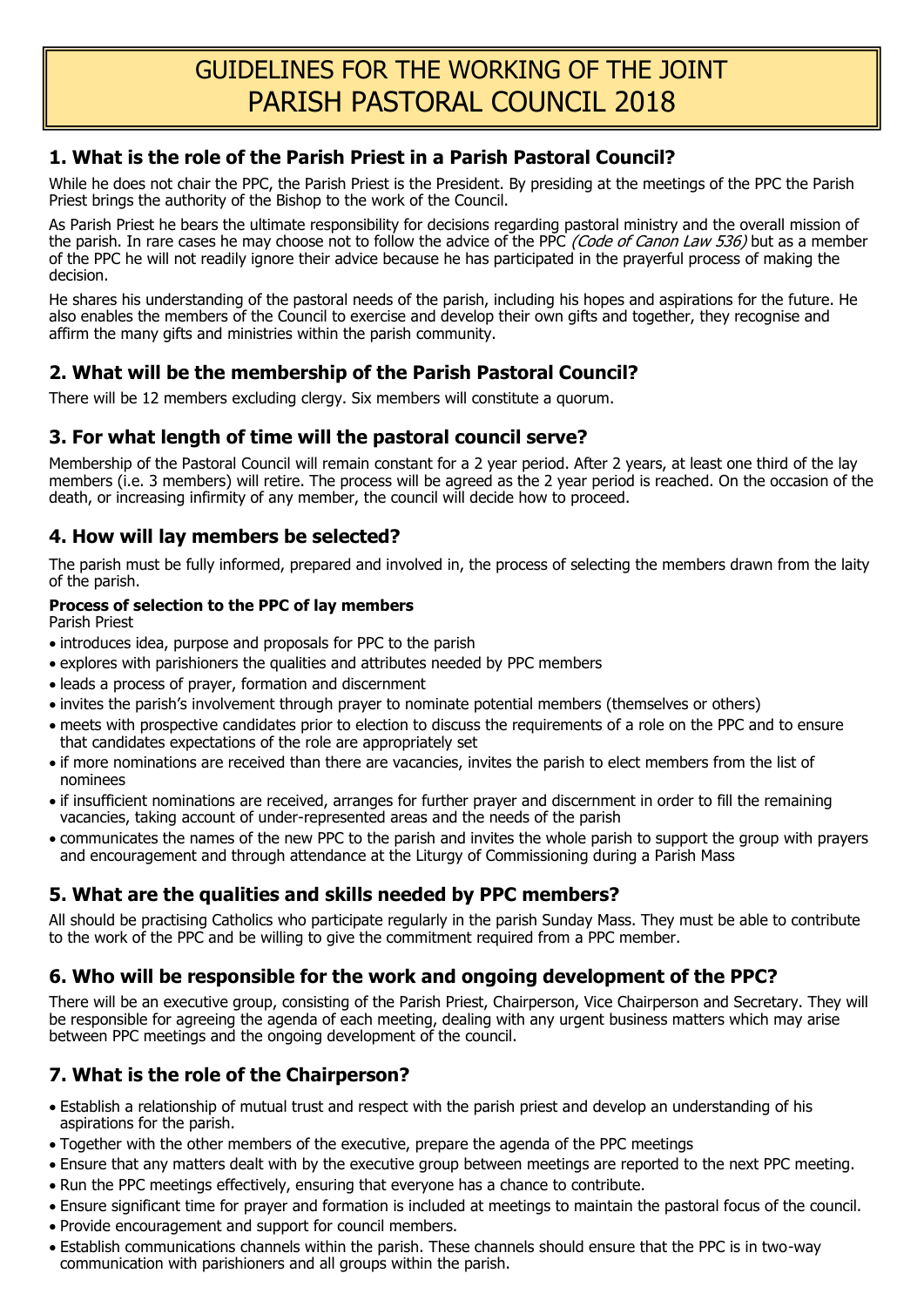# GUIDELINES FOR THE WORKING OF THE JOINT PARISH PASTORAL COUNCIL 2018

## 1. What is the role of the Parish Priest in a Parish Pastoral Council?

While he does not chair the PPC, the Parish Priest is the President. By presiding at the meetings of the PPC the Parish Priest brings the authority of the Bishop to the work of the Council.

As Parish Priest he bears the ultimate responsibility for decisions regarding pastoral ministry and the overall mission of the parish. In rare cases he may choose not to follow the advice of the PPC *(Code of Canon Law 536)* but as a member of the PPC he will not readily ignore their advice because he has participated in the prayerful process of making the decision.

He shares his understanding of the pastoral needs of the parish, including his hopes and aspirations for the future. He also enables the members of the Council to exercise and develop their own gifts and together, they recognise and affirm the many gifts and ministries within the parish community.

## 2. What will be the membership of the Parish Pastoral Council?

There will be 12 members excluding clergy. Six members will constitute a quorum.

## 3. For what length of time will the pastoral council serve?

Membership of the Pastoral Council will remain constant for a 2 year period. After 2 years, at least one third of the lay members (i.e. 3 members) will retire. The process will be agreed as the 2 year period is reached. On the occasion of the death, or increasing infirmity of any member, the council will decide how to proceed.

## 4. How will lay members be selected?

The parish must be fully informed, prepared and involved in, the process of selecting the members drawn from the laity of the parish.

**Process of selection to the PPC of lay members**

Parish Priest

- introduces idea, purpose and proposals for PPC to the parish
- explores with parishioners the qualities and attributes needed by PPC members
- leads a process of prayer, formation and discernment
- invites the parish's involvement through prayer to nominate potential members (themselves or others)
- meets with prospective candidates prior to election to discuss the requirements of a role on the PPC and to ensure that candidates expectations of the role are appropriately set
- if more nominations are received than there are vacancies, invites the parish to elect members from the list of nominees
- if insufficient nominations are received, arranges for further prayer and discernment in order to fill the remaining vacancies, taking account of under-represented areas and the needs of the parish
- communicates the names of the new PPC to the parish and invites the whole parish to support the group with prayers and encouragement and through attendance at the Liturgy of Commissioning during a Parish Mass

## 5. What are the qualities and skills needed by PPC members?

All should be practising Catholics who participate regularly in the parish Sunday Mass. They must be able to contribute to the work of the PPC and be willing to give the commitment required from a PPC member.

## 6. Who will be responsible for the work and ongoing development of the PPC?

There will be an executive group, consisting of the Parish Priest, Chairperson, Vice Chairperson and Secretary. They will be responsible for agreeing the agenda of each meeting, dealing with any urgent business matters which may arise between PPC meetings and the ongoing development of the council.

## 7. What is the role of the Chairperson?

- Establish a relationship of mutual trust and respect with the parish priest and develop an understanding of his aspirations for the parish.
- Together with the other members of the executive, prepare the agenda of the PPC meetings
- Ensure that any matters dealt with by the executive group between meetings are reported to the next PPC meeting.
- Run the PPC meetings effectively, ensuring that everyone has a chance to contribute.
- Ensure significant time for prayer and formation is included at meetings to maintain the pastoral focus of the council.
- Provide encouragement and support for council members.
- Establish communications channels within the parish. These channels should ensure that the PPC is in two-way communication with parishioners and all groups within the parish.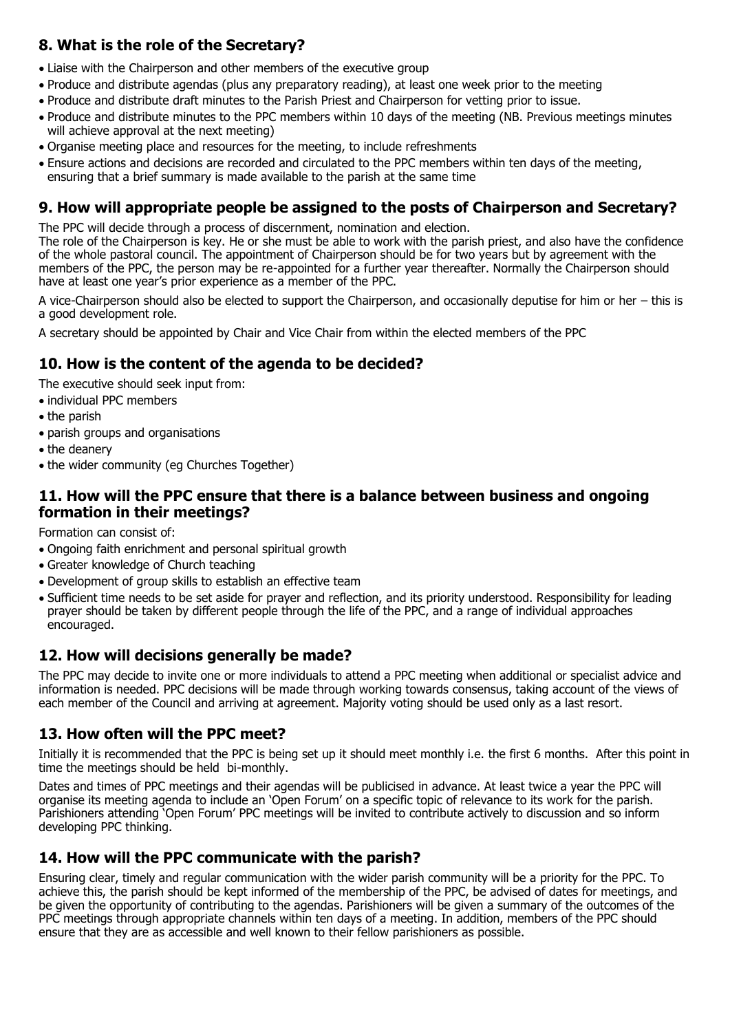## 8. What is the role of the Secretary?

- Liaise with the Chairperson and other members of the executive group
- Produce and distribute agendas (plus any preparatory reading), at least one week prior to the meeting
- Produce and distribute draft minutes to the Parish Priest and Chairperson for vetting prior to issue.
- Produce and distribute minutes to the PPC members within 10 days of the meeting (NB. Previous meetings minutes will achieve approval at the next meeting)
- Organise meeting place and resources for the meeting, to include refreshments
- Ensure actions and decisions are recorded and circulated to the PPC members within ten days of the meeting, ensuring that a brief summary is made available to the parish at the same time

## 9. How will appropriate people be assigned to the posts of Chairperson and Secretary?

The PPC will decide through a process of discernment, nomination and election.

The role of the Chairperson is key. He or she must be able to work with the parish priest, and also have the confidence of the whole pastoral council. The appointment of Chairperson should be for two years but by agreement with the members of the PPC, the person may be re-appointed for a further year thereafter. Normally the Chairperson should have at least one year's prior experience as a member of the PPC.

A vice-Chairperson should also be elected to support the Chairperson, and occasionally deputise for him or her – this is a good development role.

A secretary should be appointed by Chair and Vice Chair from within the elected members of the PPC

## 10. How is the content of the agenda to be decided?

The executive should seek input from:

- individual PPC members
- the parish
- parish groups and organisations
- the deanery
- the wider community (eg Churches Together)

## 11. How will the PPC ensure that there is a balance between business and ongoing formation in their meetings?

Formation can consist of:

- Ongoing faith enrichment and personal spiritual growth
- Greater knowledge of Church teaching
- Development of group skills to establish an effective team
- Sufficient time needs to be set aside for prayer and reflection, and its priority understood. Responsibility for leading prayer should be taken by different people through the life of the PPC, and a range of individual approaches encouraged.

## 12. How will decisions generally be made?

The PPC may decide to invite one or more individuals to attend a PPC meeting when additional or specialist advice and information is needed. PPC decisions will be made through working towards consensus, taking account of the views of each member of the Council and arriving at agreement. Majority voting should be used only as a last resort.

## 13. How often will the PPC meet?

Initially it is recommended that the PPC is being set up it should meet monthly i.e. the first 6 months. After this point in time the meetings should be held bi-monthly.

Dates and times of PPC meetings and their agendas will be publicised in advance. At least twice a year the PPC will organise its meeting agenda to include an 'Open Forum' on a specific topic of relevance to its work for the parish. Parishioners attending 'Open Forum' PPC meetings will be invited to contribute actively to discussion and so inform developing PPC thinking.

## 14. How will the PPC communicate with the parish?

Ensuring clear, timely and regular communication with the wider parish community will be a priority for the PPC. To achieve this, the parish should be kept informed of the membership of the PPC, be advised of dates for meetings, and be given the opportunity of contributing to the agendas. Parishioners will be given a summary of the outcomes of the PPC meetings through appropriate channels within ten days of a meeting. In addition, members of the PPC should ensure that they are as accessible and well known to their fellow parishioners as possible.